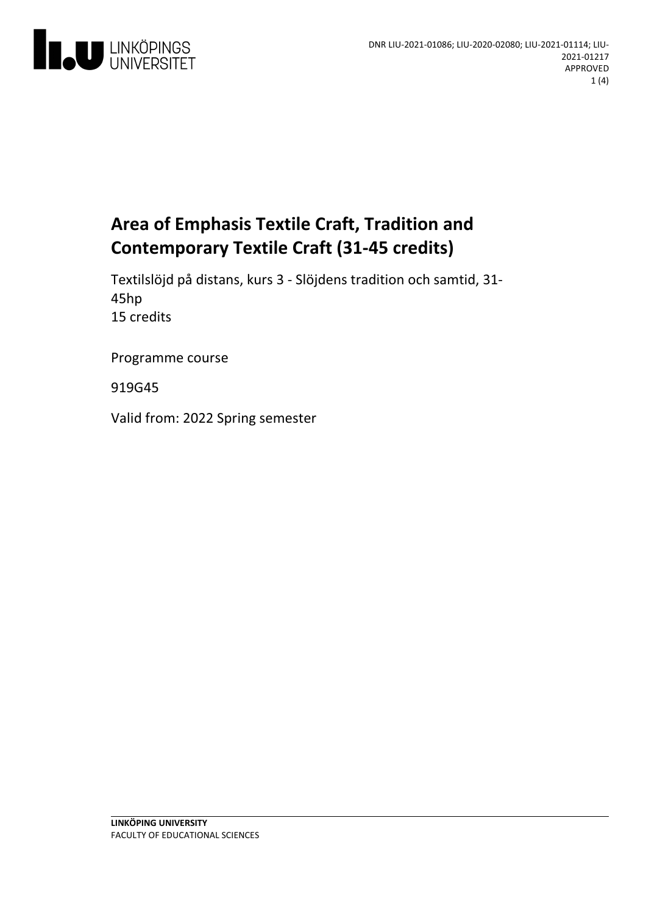DNR LIU-2021-01086; LIU-2020-02080; LIU-2021-01114; LIU-2021-01217
APPROVED

# Area of Emphasis Textile Craft, Tradition and Contemporary Textile Craft (31-45 credits)

Textilslöjd på distans, kurs 3 - Slöjdens tradition och samtid, 31-45hp
15 credits

Programme course

919G45

Valid from: 2022 Spring semester

**LINKÖPING UNIVERSITY**
FACULTY OF EDUCATIONAL SCIENCES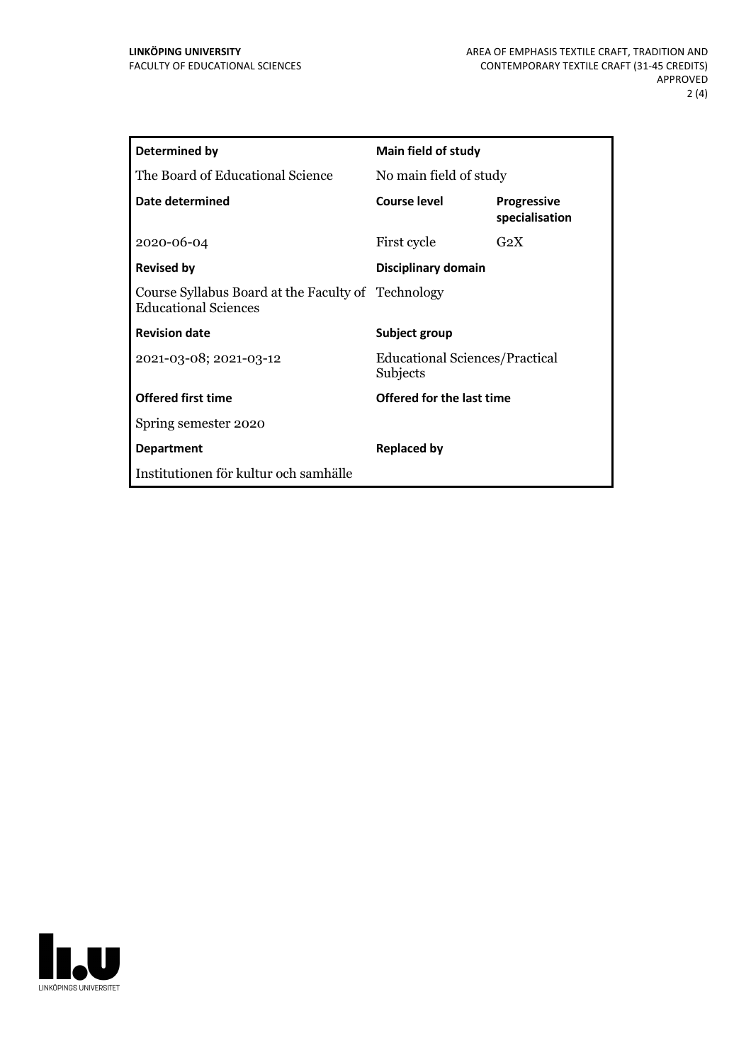| | | |
|---|---|---|
| **Determined by** | **Main field of study** | |
| The Board of Educational Science | No main field of study | |
| **Date determined** | **Course level** | **Progressive specialisation** |
| 2020-06-04 | First cycle | G2X |
| **Revised by** | **Disciplinary domain** | |
| Course Syllabus Board at the Faculty of Educational Sciences | Technology | |
| **Revision date** | **Subject group** | |
| 2021-03-08; 2021-03-12 | Educational Sciences/Practical Subjects | |
| **Offered first time** | **Offered for the last time** | |
| Spring semester 2020 | | |
| **Department** | **Replaced by** | |
| Institutionen för kultur och samhälle | | |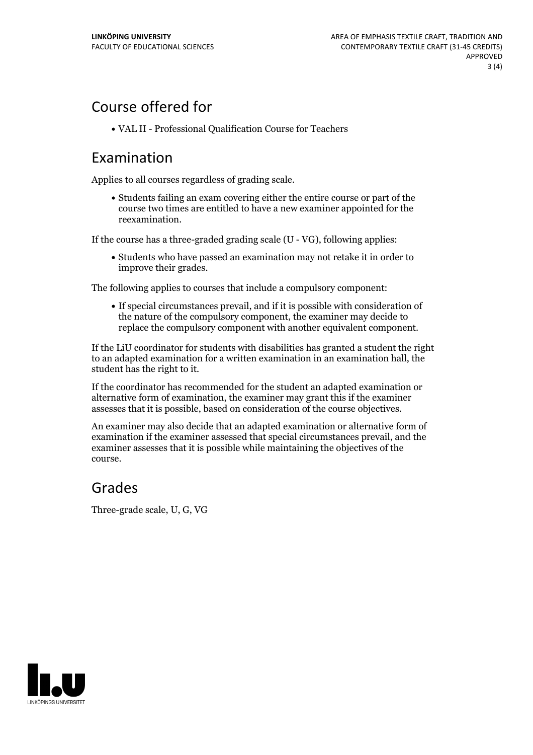## Course offered for

- VAL II - Professional Qualification Course for Teachers

## Examination

Applies to all courses regardless of grading scale.

- Students failing an exam covering either the entire course or part of the course two times are entitled to have a new examiner appointed for the reexamination.

If the course has a three-graded grading scale (U - VG), following applies:

- Students who have passed an examination may not retake it in order to improve their grades.

The following applies to courses that include a compulsory component:

- If special circumstances prevail, and if it is possible with consideration of the nature of the compulsory component, the examiner may decide to replace the compulsory component with another equivalent component.

If the LiU coordinator for students with disabilities has granted a student the right to an adapted examination for a written examination in an examination hall, the student has the right to it.

If the coordinator has recommended for the student an adapted examination or alternative form of examination, the examiner may grant this if the examiner assesses that it is possible, based on consideration of the course objectives.

An examiner may also decide that an adapted examination or alternative form of examination if the examiner assessed that special circumstances prevail, and the examiner assesses that it is possible while maintaining the objectives of the course.

## Grades

Three-grade scale, U, G, VG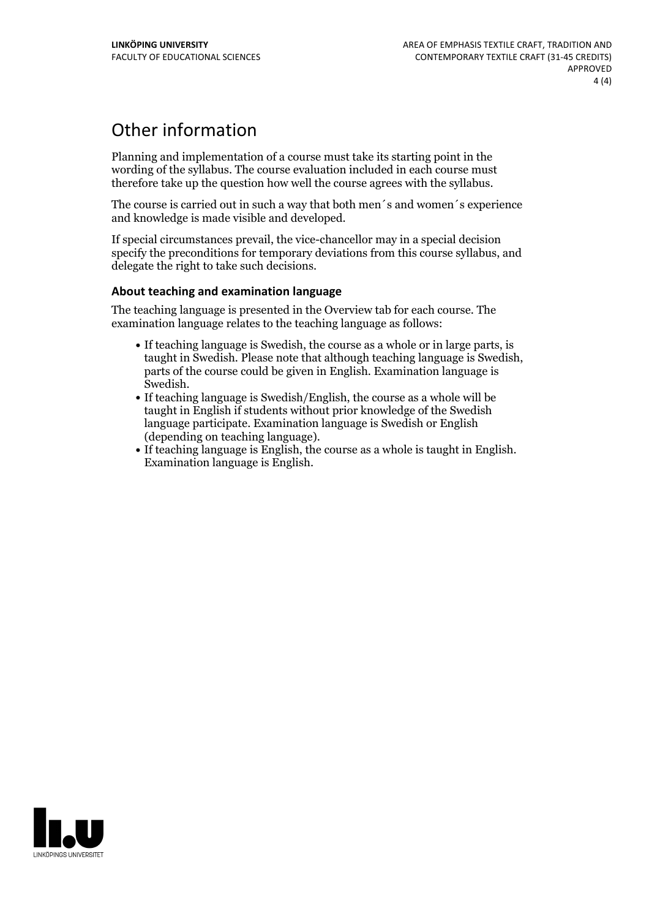## Other information

Planning and implementation of a course must take its starting point in the wording of the syllabus. The course evaluation included in each course must therefore take up the question how well the course agrees with the syllabus.

The course is carried out in such a way that both men´s and women´s experience and knowledge is made visible and developed.

If special circumstances prevail, the vice-chancellor may in a special decision specify the preconditions for temporary deviations from this course syllabus, and delegate the right to take such decisions.

### About teaching and examination language

The teaching language is presented in the Overview tab for each course. The examination language relates to the teaching language as follows:

- If teaching language is Swedish, the course as a whole or in large parts, is taught in Swedish. Please note that although teaching language is Swedish, parts of the course could be given in English. Examination language is Swedish.
- If teaching language is Swedish/English, the course as a whole will be taught in English if students without prior knowledge of the Swedish language participate. Examination language is Swedish or English (depending on teaching language).
- If teaching language is English, the course as a whole is taught in English. Examination language is English.